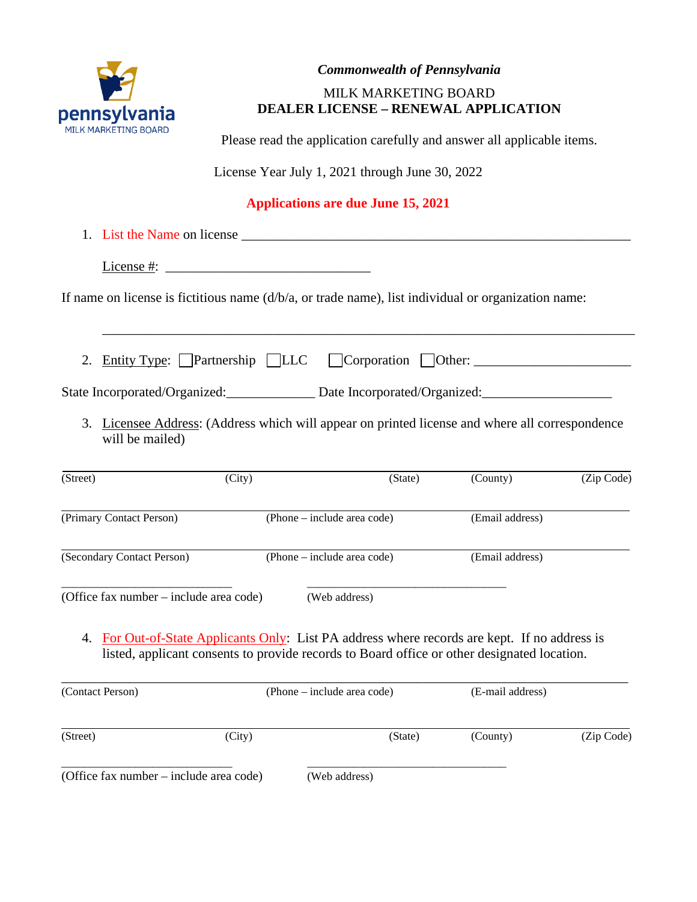pennsylvania
MILK MARKETING BOARD

*Commonwealth of Pennsylvania*

MILK MARKETING BOARD
**DEALER LICENSE – RENEWAL APPLICATION**

Please read the application carefully and answer all applicable items.

License Year July 1, 2021 through June 30, 2022

**Applications are due June 15, 2021**

1. List the Name on license \_\_\_\_\_\_\_\_\_\_\_\_\_\_\_\_\_\_\_\_\_\_\_\_\_\_\_\_\_\_\_\_\_\_\_\_\_\_\_\_\_\_\_\_\_\_\_\_

   License #: \_\_\_\_\_\_\_\_\_\_\_\_\_\_\_\_\_\_\_\_\_\_\_\_\_\_\_\_\_

If name on license is fictitious name (d/b/a, or trade name), list individual or organization name:

\_\_\_\_\_\_\_\_\_\_\_\_\_\_\_\_\_\_\_\_\_\_\_\_\_\_\_\_\_\_\_\_\_\_\_\_\_\_\_\_\_\_\_\_\_\_\_\_\_\_\_\_\_\_\_\_\_\_\_\_\_\_\_\_\_\_\_\_\_\_\_\_\_\_

2. Entity Type: ☐ Partnership ☐ LLC ☐ Corporation ☐ Other: \_\_\_\_\_\_\_\_\_\_\_\_\_\_\_\_\_\_\_\_\_\_\_

State Incorporated/Organized:\_\_\_\_\_\_\_\_\_\_\_\_\_ Date Incorporated/Organized:\_\_\_\_\_\_\_\_\_\_\_\_\_\_\_\_\_\_\_

3. Licensee Address: (Address which will appear on printed license and where all correspondence will be mailed)

\_\_\_\_\_\_\_\_\_\_\_\_\_\_\_\_\_\_\_\_\_\_\_\_\_\_\_\_\_\_\_\_\_\_\_\_\_\_\_\_\_\_\_\_\_\_\_\_\_\_\_\_\_\_\_\_\_\_\_\_\_\_\_\_\_\_\_\_\_\_\_\_\_\_
(Street) (City) (State) (County) (Zip Code)

\_\_\_\_\_\_\_\_\_\_\_\_\_\_\_\_\_\_\_\_\_\_\_\_\_\_\_\_\_\_\_\_\_\_\_\_\_\_\_\_\_\_\_\_\_\_\_\_\_\_\_\_\_\_\_\_\_\_\_\_\_\_\_\_\_\_\_\_\_\_\_\_\_\_
(Primary Contact Person) (Phone – include area code) (Email address)

\_\_\_\_\_\_\_\_\_\_\_\_\_\_\_\_\_\_\_\_\_\_\_\_\_\_\_\_\_\_\_\_\_\_\_\_\_\_\_\_\_\_\_\_\_\_\_\_\_\_\_\_\_\_\_\_\_\_\_\_\_\_\_\_\_\_\_\_\_\_\_\_\_\_
(Secondary Contact Person) (Phone – include area code) (Email address)

\_\_\_\_\_\_\_\_\_\_\_\_\_\_\_\_\_\_\_\_\_\_\_\_\_\_\_\_ \_\_\_\_\_\_\_\_\_\_\_\_\_\_\_\_\_\_\_\_\_\_\_\_\_\_\_\_\_\_\_\_\_
(Office fax number – include area code) (Web address)

4. For Out-of-State Applicants Only: List PA address where records are kept. If no address is listed, applicant consents to provide records to Board office or other designated location.

\_\_\_\_\_\_\_\_\_\_\_\_\_\_\_\_\_\_\_\_\_\_\_\_\_\_\_\_\_\_\_\_\_\_\_\_\_\_\_\_\_\_\_\_\_\_\_\_\_\_\_\_\_\_\_\_\_\_\_\_\_\_\_\_\_\_\_\_\_\_\_\_\_\_
(Contact Person) (Phone – include area code) (E-mail address)

\_\_\_\_\_\_\_\_\_\_\_\_\_\_\_\_\_\_\_\_\_\_\_\_\_\_\_\_\_\_\_\_\_\_\_\_\_\_\_\_\_\_\_\_\_\_\_\_\_\_\_\_\_\_\_\_\_\_\_\_\_\_\_\_\_\_\_\_\_\_\_\_\_\_
(Street) (City) (State) (County) (Zip Code)

\_\_\_\_\_\_\_\_\_\_\_\_\_\_\_\_\_\_\_\_\_\_\_\_\_\_\_\_ \_\_\_\_\_\_\_\_\_\_\_\_\_\_\_\_\_\_\_\_\_\_\_\_\_\_\_\_\_\_\_\_\_
(Office fax number – include area code) (Web address)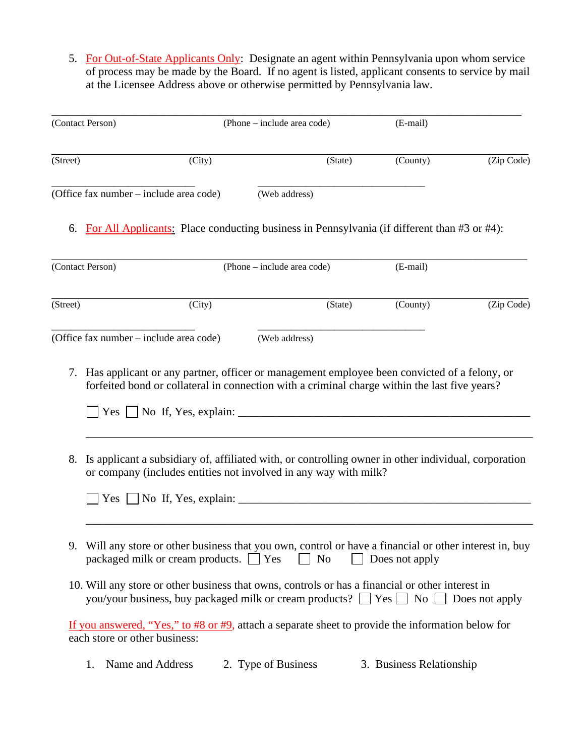5. For Out-of-State Applicants Only: Designate an agent within Pennsylvania upon whom service of process may be made by the Board. If no agent is listed, applicant consents to service by mail at the Licensee Address above or otherwise permitted by Pennsylvania law.

______________________________________________________________________________
(Contact Person) (Phone – include area code) (E-mail)

______________________________________________________________________________
(Street) (City) (State) (County) (Zip Code)

____________________________ ________________________________
(Office fax number – include area code) (Web address)

6. For All Applicants: Place conducting business in Pennsylvania (if different than #3 or #4):

______________________________________________________________________________
(Contact Person) (Phone – include area code) (E-mail)

______________________________________________________________________________
(Street) (City) (State) (County) (Zip Code)

____________________________ ________________________________
(Office fax number – include area code) (Web address)

7. Has applicant or any partner, officer or management employee been convicted of a felony, or forfeited bond or collateral in connection with a criminal charge within the last five years?

   ☐ Yes ☐ No If, Yes, explain: ____________________________________________________

   ______________________________________________________________________________

8. Is applicant a subsidiary of, affiliated with, or controlling owner in other individual, corporation or company (includes entities not involved in any way with milk?

   ☐ Yes ☐ No If, Yes, explain: ____________________________________________________

   ______________________________________________________________________________

9. Will any store or other business that you own, control or have a financial or other interest in, buy packaged milk or cream products. ☐ Yes ☐ No ☐ Does not apply

10. Will any store or other business that owns, controls or has a financial or other interest in you/your business, buy packaged milk or cream products? ☐ Yes ☐ No ☐ Does not apply

If you answered, "Yes," to #8 or #9, attach a separate sheet to provide the information below for each store or other business:

1. Name and Address 2. Type of Business 3. Business Relationship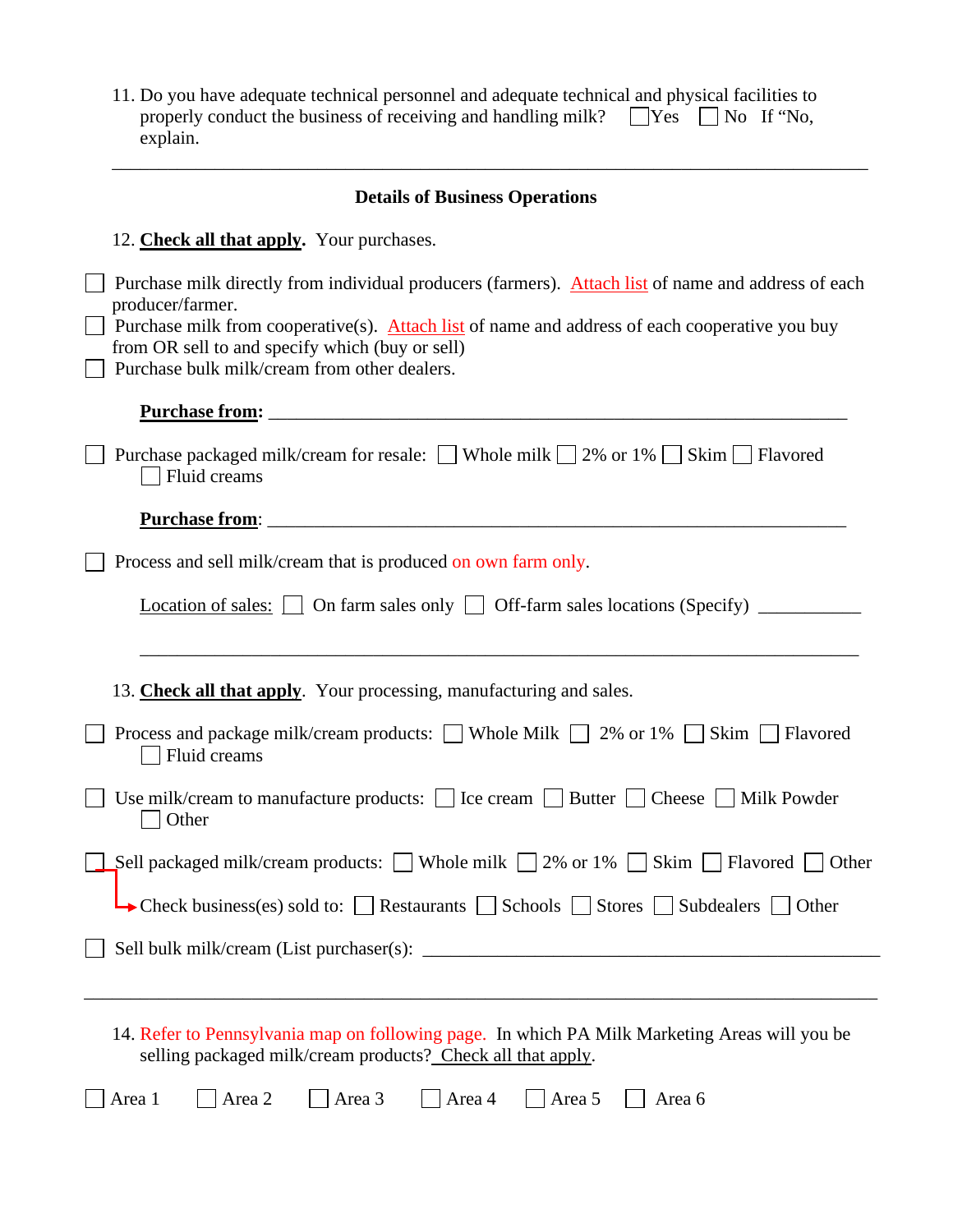11. Do you have adequate technical personnel and adequate technical and physical facilities to properly conduct the business of receiving and handling milk? ☐ Yes ☐ No If "No, explain.

---

**Details of Business Operations**

12. **Check all that apply**. Your purchases.

☐ Purchase milk directly from individual producers (farmers). Attach list of name and address of each producer/farmer.
☐ Purchase milk from cooperative(s). Attach list of name and address of each cooperative you buy from OR sell to and specify which (buy or sell)
☐ Purchase bulk milk/cream from other dealers.

**Purchase from:** ____________________________________________

☐ Purchase packaged milk/cream for resale: ☐ Whole milk ☐ 2% or 1% ☐ Skim ☐ Flavored ☐ Fluid creams

**Purchase from**: ____________________________________________

☐ Process and sell milk/cream that is produced on own farm only.

Location of sales: ☐ On farm sales only ☐ Off-farm sales locations (Specify) ___________

____________________________________________

13. **Check all that apply**. Your processing, manufacturing and sales.

☐ Process and package milk/cream products: ☐ Whole Milk ☐ 2% or 1% ☐ Skim ☐ Flavored ☐ Fluid creams

☐ Use milk/cream to manufacture products: ☐ Ice cream ☐ Butter ☐ Cheese ☐ Milk Powder ☐ Other

☐ Sell packaged milk/cream products: ☐ Whole milk ☐ 2% or 1% ☐ Skim ☐ Flavored ☐ Other

→ Check business(es) sold to: ☐ Restaurants ☐ Schools ☐ Stores ☐ Subdealers ☐ Other

☐ Sell bulk milk/cream (List purchaser(s): ____________________________________________

---

14. Refer to Pennsylvania map on following page. In which PA Milk Marketing Areas will you be selling packaged milk/cream products? Check all that apply.

☐ Area 1 ☐ Area 2 ☐ Area 3 ☐ Area 4 ☐ Area 5 ☐ Area 6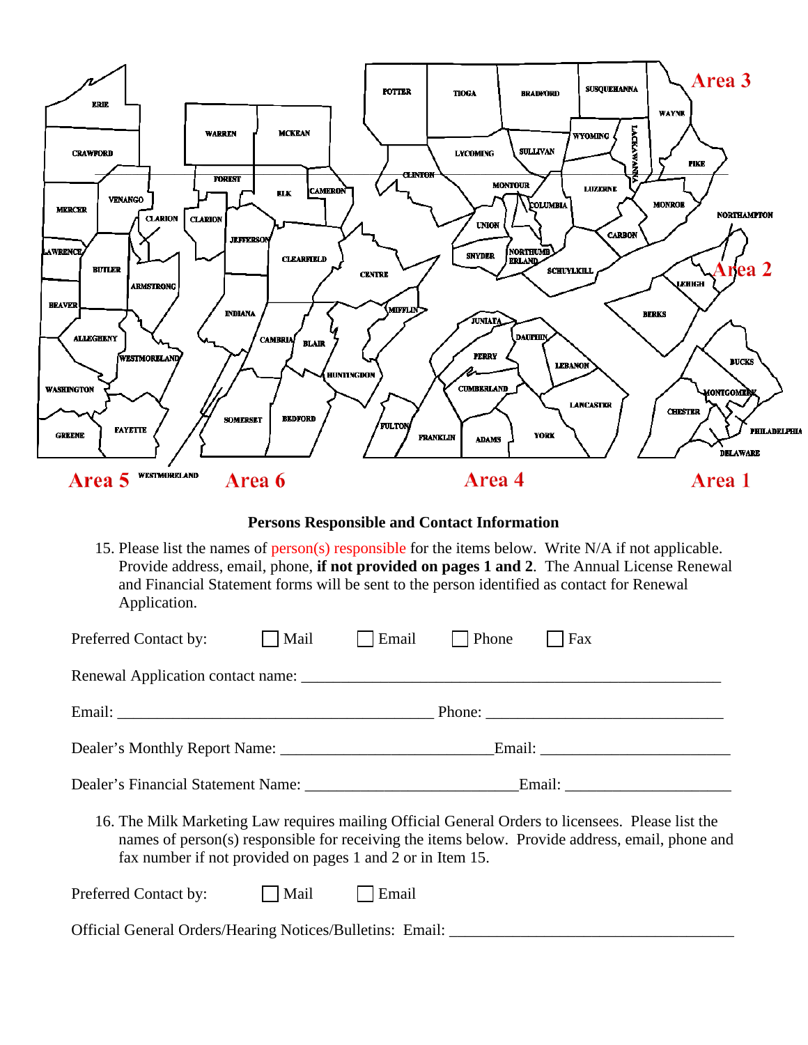Area 3

Area 2

Area 5 Area 6 Area 4 Area 1

### Persons Responsible and Contact Information

15. Please list the names of person(s) responsible for the items below. Write N/A if not applicable. Provide address, email, phone, **if not provided on pages 1 and 2**. The Annual License Renewal and Financial Statement forms will be sent to the person identified as contact for Renewal Application.

Preferred Contact by: ☐ Mail ☐ Email ☐ Phone ☐ Fax

Renewal Application contact name: ______________________________________________________

Email: __________________________________________ Phone: _______________________________

Dealer's Monthly Report Name: ___________________________Email: _________________________

Dealer's Financial Statement Name: ___________________________Email: _____________________

16. The Milk Marketing Law requires mailing Official General Orders to licensees. Please list the names of person(s) responsible for receiving the items below. Provide address, email, phone and fax number if not provided on pages 1 and 2 or in Item 15.

Preferred Contact by: ☐ Mail ☐ Email

Official General Orders/Hearing Notices/Bulletins: Email: _____________________________________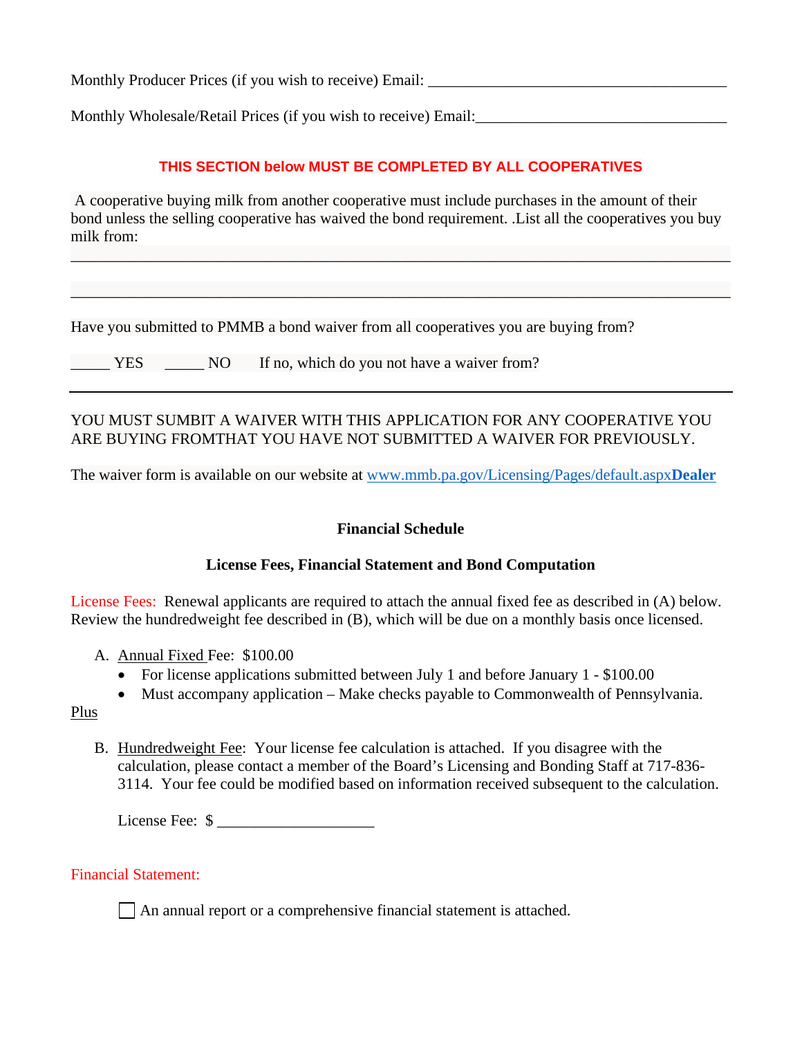Monthly Producer Prices (if you wish to receive) Email: ________________________________________

Monthly Wholesale/Retail Prices (if you wish to receive) Email:________________________________

**THIS SECTION below MUST BE COMPLETED BY ALL COOPERATIVES**

A cooperative buying milk from another cooperative must include purchases in the amount of their bond unless the selling cooperative has waived the bond requirement. .List all the cooperatives you buy milk from:

______________________________________________________________________________

______________________________________________________________________________

Have you submitted to PMMB a bond waiver from all cooperatives you are buying from?

_____ YES _____ NO If no, which do you not have a waiver from?

______________________________________________________________________________

YOU MUST SUMBIT A WAIVER WITH THIS APPLICATION FOR ANY COOPERATIVE YOU ARE BUYING FROMTHAT YOU HAVE NOT SUBMITTED A WAIVER FOR PREVIOUSLY.

The waiver form is available on our website at www.mmb.pa.gov/Licensing/Pages/default.aspx**Dealer**

**Financial Schedule**

**License Fees, Financial Statement and Bond Computation**

License Fees: Renewal applicants are required to attach the annual fixed fee as described in (A) below. Review the hundredweight fee described in (B), which will be due on a monthly basis once licensed.

A. Annual Fixed Fee: $100.00
   - For license applications submitted between July 1 and before January 1 - $100.00
   - Must accompany application – Make checks payable to Commonwealth of Pennsylvania.

Plus

B. Hundredweight Fee: Your license fee calculation is attached. If you disagree with the calculation, please contact a member of the Board's Licensing and Bonding Staff at 717-836-3114. Your fee could be modified based on information received subsequent to the calculation.

   License Fee: $ ____________________

Financial Statement:

☐ An annual report or a comprehensive financial statement is attached.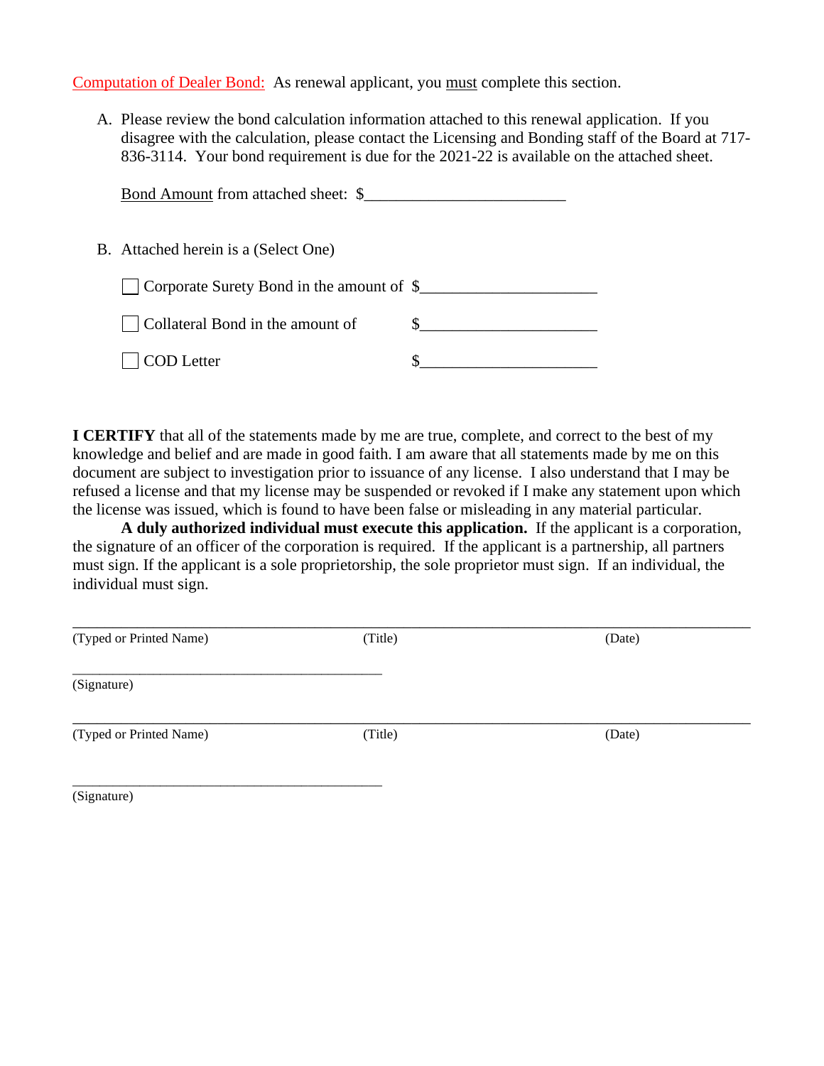Computation of Dealer Bond: As renewal applicant, you must complete this section.

A. Please review the bond calculation information attached to this renewal application. If you disagree with the calculation, please contact the Licensing and Bonding staff of the Board at 717-836-3114. Your bond requirement is due for the 2021-22 is available on the attached sheet.

   Bond Amount from attached sheet: $________________________

B. Attached herein is a (Select One)

   ☐ Corporate Surety Bond in the amount of $____________________

   ☐ Collateral Bond in the amount of $____________________

   ☐ COD Letter $____________________

**I CERTIFY** that all of the statements made by me are true, complete, and correct to the best of my knowledge and belief and are made in good faith. I am aware that all statements made by me on this document are subject to investigation prior to issuance of any license. I also understand that I may be refused a license and that my license may be suspended or revoked if I make any statement upon which the license was issued, which is found to have been false or misleading in any material particular.

**A duly authorized individual must execute this application.** If the applicant is a corporation, the signature of an officer of the corporation is required. If the applicant is a partnership, all partners must sign. If the applicant is a sole proprietorship, the sole proprietor must sign. If an individual, the individual must sign.

______________________________________________________________________________

(Typed or Printed Name) (Title) (Date)

______________________________________

(Signature)

______________________________________________________________________________

(Typed or Printed Name) (Title) (Date)

______________________________________

(Signature)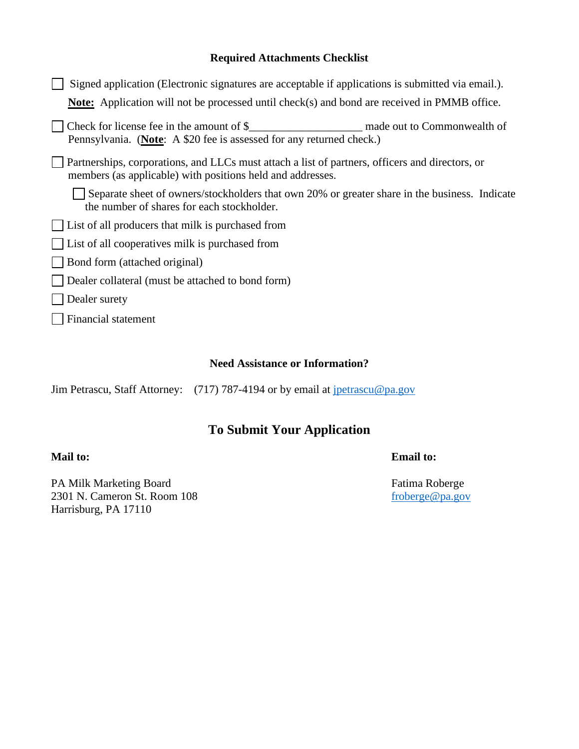### Required Attachments Checklist

- ☐ Signed application (Electronic signatures are acceptable if applications is submitted via email.).

  **Note:** Application will not be processed until check(s) and bond are received in PMMB office.

- ☐ Check for license fee in the amount of $____________________ made out to Commonwealth of Pennsylvania. (**Note**: A $20 fee is assessed for any returned check.)

- ☐ Partnerships, corporations, and LLCs must attach a list of partners, officers and directors, or members (as applicable) with positions held and addresses.

  - ☐ Separate sheet of owners/stockholders that own 20% or greater share in the business. Indicate the number of shares for each stockholder.

- ☐ List of all producers that milk is purchased from
- ☐ List of all cooperatives milk is purchased from
- ☐ Bond form (attached original)
- ☐ Dealer collateral (must be attached to bond form)
- ☐ Dealer surety
- ☐ Financial statement

### Need Assistance or Information?

Jim Petrascu, Staff Attorney: (717) 787-4194 or by email at jpetrascu@pa.gov

## To Submit Your Application

**Mail to:**

PA Milk Marketing Board
2301 N. Cameron St. Room 108
Harrisburg, PA 17110

**Email to:**

Fatima Roberge
froberge@pa.gov